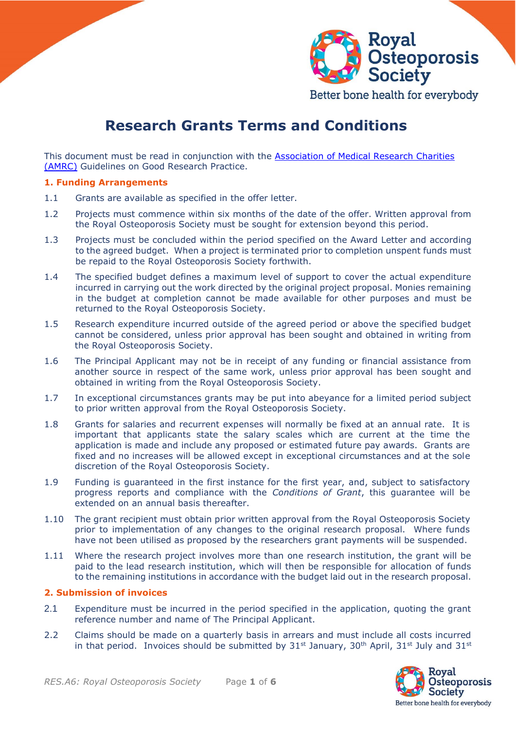# Research Grants Terms and Conditions

This document must be read in conjunction with the [Association of Medical Research Charities (AMRC)] Guidelines on Good Research Practice.

## 1. Funding Arrangements

1.1 Grants are available as specified in the offer letter.

1.2 Projects must commence within six months of the date of the offer. Written approval from the Royal Osteoporosis Society must be sought for extension beyond this period.

1.3 Projects must be concluded within the period specified on the Award Letter and according to the agreed budget. When a project is terminated prior to completion unspent funds must be repaid to the Royal Osteoporosis Society forthwith.

1.4 The specified budget defines a maximum level of support to cover the actual expenditure incurred in carrying out the work directed by the original project proposal. Monies remaining in the budget at completion cannot be made available for other purposes and must be returned to the Royal Osteoporosis Society.

1.5 Research expenditure incurred outside of the agreed period or above the specified budget cannot be considered, unless prior approval has been sought and obtained in writing from the Royal Osteoporosis Society.

1.6 The Principal Applicant may not be in receipt of any funding or financial assistance from another source in respect of the same work, unless prior approval has been sought and obtained in writing from the Royal Osteoporosis Society.

1.7 In exceptional circumstances grants may be put into abeyance for a limited period subject to prior written approval from the Royal Osteoporosis Society.

1.8 Grants for salaries and recurrent expenses will normally be fixed at an annual rate. It is important that applicants state the salary scales which are current at the time the application is made and include any proposed or estimated future pay awards. Grants are fixed and no increases will be allowed except in exceptional circumstances and at the sole discretion of the Royal Osteoporosis Society.

1.9 Funding is guaranteed in the first instance for the first year, and, subject to satisfactory progress reports and compliance with the *Conditions of Grant*, this guarantee will be extended on an annual basis thereafter.

1.10 The grant recipient must obtain prior written approval from the Royal Osteoporosis Society prior to implementation of any changes to the original research proposal. Where funds have not been utilised as proposed by the researchers grant payments will be suspended.

1.11 Where the research project involves more than one research institution, the grant will be paid to the lead research institution, which will then be responsible for allocation of funds to the remaining institutions in accordance with the budget laid out in the research proposal.

## 2. Submission of invoices

2.1 Expenditure must be incurred in the period specified in the application, quoting the grant reference number and name of The Principal Applicant.

2.2 Claims should be made on a quarterly basis in arrears and must include all costs incurred in that period. Invoices should be submitted by 31st January, 30th April, 31st July and 31st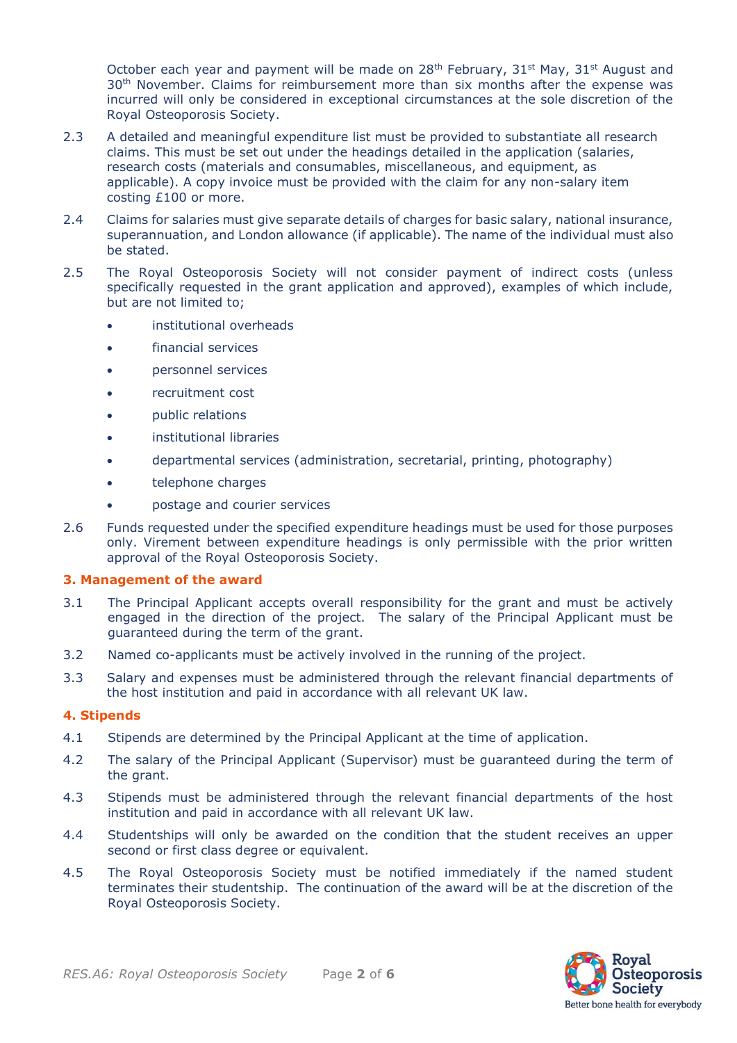October each year and payment will be made on 28th February, 31st May, 31st August and 30th November. Claims for reimbursement more than six months after the expense was incurred will only be considered in exceptional circumstances at the sole discretion of the Royal Osteoporosis Society.

2.3 A detailed and meaningful expenditure list must be provided to substantiate all research claims. This must be set out under the headings detailed in the application (salaries, research costs (materials and consumables, miscellaneous, and equipment, as applicable). A copy invoice must be provided with the claim for any non-salary item costing £100 or more.

2.4 Claims for salaries must give separate details of charges for basic salary, national insurance, superannuation, and London allowance (if applicable). The name of the individual must also be stated.

2.5 The Royal Osteoporosis Society will not consider payment of indirect costs (unless specifically requested in the grant application and approved), examples of which include, but are not limited to;

- institutional overheads
- financial services
- personnel services
- recruitment cost
- public relations
- institutional libraries
- departmental services (administration, secretarial, printing, photography)
- telephone charges
- postage and courier services

2.6 Funds requested under the specified expenditure headings must be used for those purposes only. Virement between expenditure headings is only permissible with the prior written approval of the Royal Osteoporosis Society.

### 3. Management of the award

3.1 The Principal Applicant accepts overall responsibility for the grant and must be actively engaged in the direction of the project. The salary of the Principal Applicant must be guaranteed during the term of the grant.

3.2 Named co-applicants must be actively involved in the running of the project.

3.3 Salary and expenses must be administered through the relevant financial departments of the host institution and paid in accordance with all relevant UK law.

### 4. Stipends

4.1 Stipends are determined by the Principal Applicant at the time of application.

4.2 The salary of the Principal Applicant (Supervisor) must be guaranteed during the term of the grant.

4.3 Stipends must be administered through the relevant financial departments of the host institution and paid in accordance with all relevant UK law.

4.4 Studentships will only be awarded on the condition that the student receives an upper second or first class degree or equivalent.

4.5 The Royal Osteoporosis Society must be notified immediately if the named student terminates their studentship. The continuation of the award will be at the discretion of the Royal Osteoporosis Society.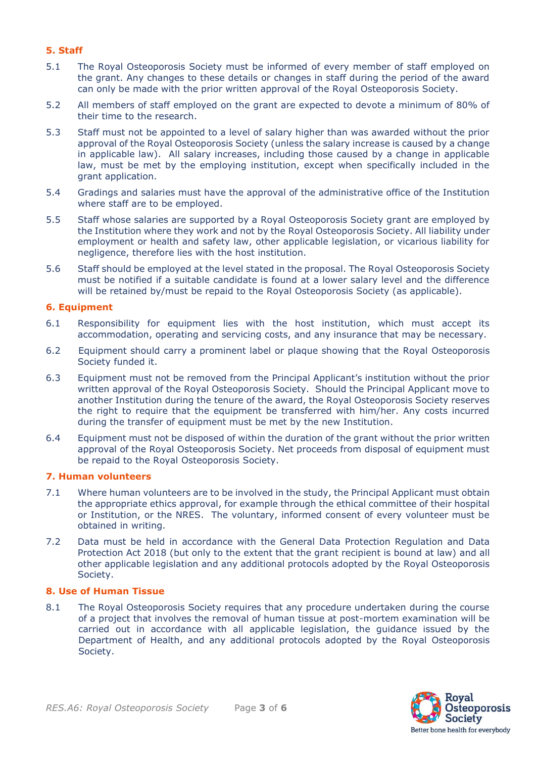## 5. Staff

5.1 The Royal Osteoporosis Society must be informed of every member of staff employed on the grant. Any changes to these details or changes in staff during the period of the award can only be made with the prior written approval of the Royal Osteoporosis Society.

5.2 All members of staff employed on the grant are expected to devote a minimum of 80% of their time to the research.

5.3 Staff must not be appointed to a level of salary higher than was awarded without the prior approval of the Royal Osteoporosis Society (unless the salary increase is caused by a change in applicable law). All salary increases, including those caused by a change in applicable law, must be met by the employing institution, except when specifically included in the grant application.

5.4 Gradings and salaries must have the approval of the administrative office of the Institution where staff are to be employed.

5.5 Staff whose salaries are supported by a Royal Osteoporosis Society grant are employed by the Institution where they work and not by the Royal Osteoporosis Society. All liability under employment or health and safety law, other applicable legislation, or vicarious liability for negligence, therefore lies with the host institution.

5.6 Staff should be employed at the level stated in the proposal. The Royal Osteoporosis Society must be notified if a suitable candidate is found at a lower salary level and the difference will be retained by/must be repaid to the Royal Osteoporosis Society (as applicable).

## 6. Equipment

6.1 Responsibility for equipment lies with the host institution, which must accept its accommodation, operating and servicing costs, and any insurance that may be necessary.

6.2 Equipment should carry a prominent label or plaque showing that the Royal Osteoporosis Society funded it.

6.3 Equipment must not be removed from the Principal Applicant's institution without the prior written approval of the Royal Osteoporosis Society. Should the Principal Applicant move to another Institution during the tenure of the award, the Royal Osteoporosis Society reserves the right to require that the equipment be transferred with him/her. Any costs incurred during the transfer of equipment must be met by the new Institution.

6.4 Equipment must not be disposed of within the duration of the grant without the prior written approval of the Royal Osteoporosis Society. Net proceeds from disposal of equipment must be repaid to the Royal Osteoporosis Society.

## 7. Human volunteers

7.1 Where human volunteers are to be involved in the study, the Principal Applicant must obtain the appropriate ethics approval, for example through the ethical committee of their hospital or Institution, or the NRES. The voluntary, informed consent of every volunteer must be obtained in writing.

7.2 Data must be held in accordance with the General Data Protection Regulation and Data Protection Act 2018 (but only to the extent that the grant recipient is bound at law) and all other applicable legislation and any additional protocols adopted by the Royal Osteoporosis Society.

## 8. Use of Human Tissue

8.1 The Royal Osteoporosis Society requires that any procedure undertaken during the course of a project that involves the removal of human tissue at post-mortem examination will be carried out in accordance with all applicable legislation, the guidance issued by the Department of Health, and any additional protocols adopted by the Royal Osteoporosis Society.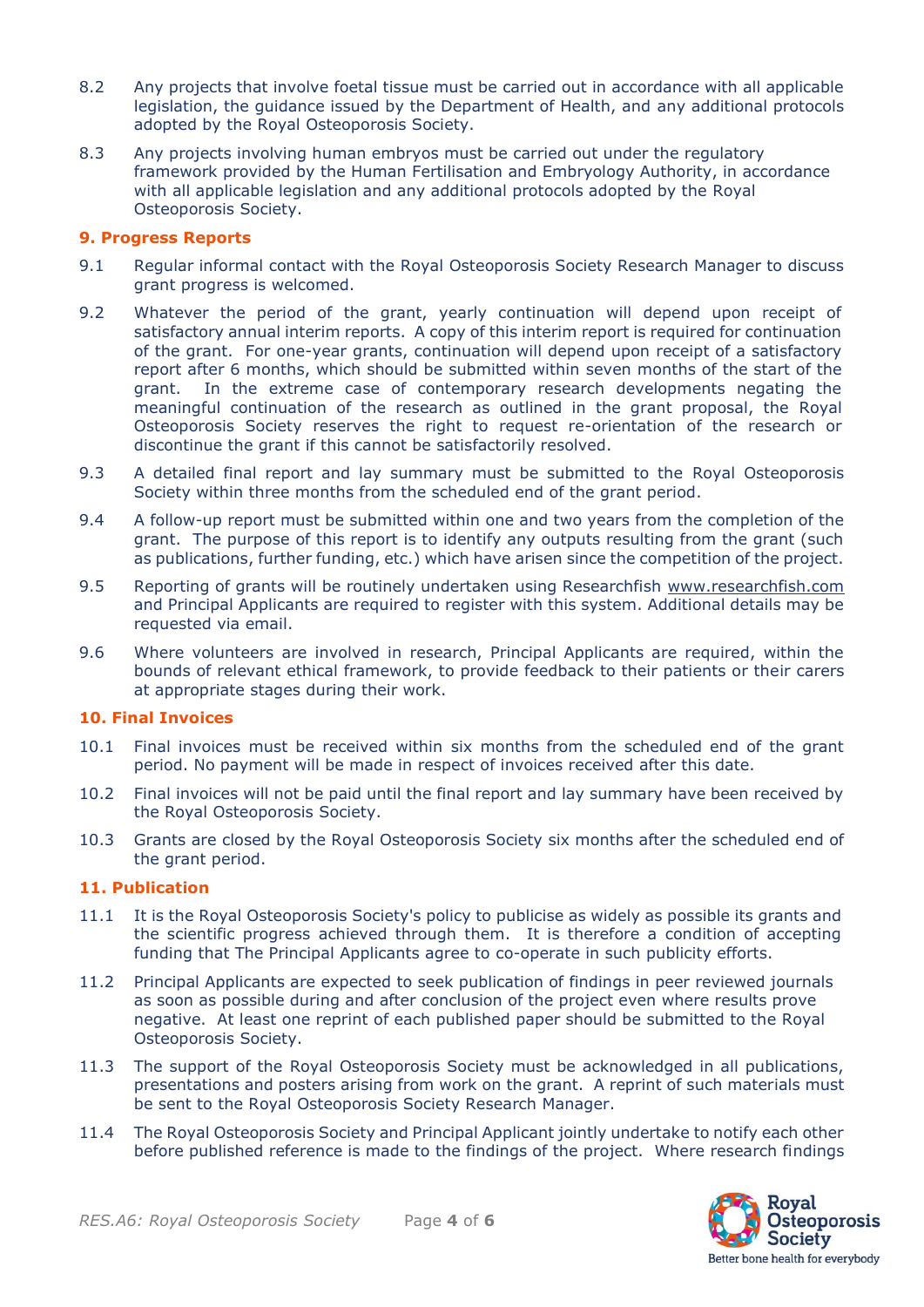8.2 Any projects that involve foetal tissue must be carried out in accordance with all applicable legislation, the guidance issued by the Department of Health, and any additional protocols adopted by the Royal Osteoporosis Society.

8.3 Any projects involving human embryos must be carried out under the regulatory framework provided by the Human Fertilisation and Embryology Authority, in accordance with all applicable legislation and any additional protocols adopted by the Royal Osteoporosis Society.

## 9. Progress Reports

9.1 Regular informal contact with the Royal Osteoporosis Society Research Manager to discuss grant progress is welcomed.

9.2 Whatever the period of the grant, yearly continuation will depend upon receipt of satisfactory annual interim reports. A copy of this interim report is required for continuation of the grant. For one-year grants, continuation will depend upon receipt of a satisfactory report after 6 months, which should be submitted within seven months of the start of the grant. In the extreme case of contemporary research developments negating the meaningful continuation of the research as outlined in the grant proposal, the Royal Osteoporosis Society reserves the right to request re-orientation of the research or discontinue the grant if this cannot be satisfactorily resolved.

9.3 A detailed final report and lay summary must be submitted to the Royal Osteoporosis Society within three months from the scheduled end of the grant period.

9.4 A follow-up report must be submitted within one and two years from the completion of the grant. The purpose of this report is to identify any outputs resulting from the grant (such as publications, further funding, etc.) which have arisen since the competition of the project.

9.5 Reporting of grants will be routinely undertaken using Researchfish www.researchfish.com and Principal Applicants are required to register with this system. Additional details may be requested via email.

9.6 Where volunteers are involved in research, Principal Applicants are required, within the bounds of relevant ethical framework, to provide feedback to their patients or their carers at appropriate stages during their work.

## 10. Final Invoices

10.1 Final invoices must be received within six months from the scheduled end of the grant period. No payment will be made in respect of invoices received after this date.

10.2 Final invoices will not be paid until the final report and lay summary have been received by the Royal Osteoporosis Society.

10.3 Grants are closed by the Royal Osteoporosis Society six months after the scheduled end of the grant period.

## 11. Publication

11.1 It is the Royal Osteoporosis Society's policy to publicise as widely as possible its grants and the scientific progress achieved through them. It is therefore a condition of accepting funding that The Principal Applicants agree to co-operate in such publicity efforts.

11.2 Principal Applicants are expected to seek publication of findings in peer reviewed journals as soon as possible during and after conclusion of the project even where results prove negative. At least one reprint of each published paper should be submitted to the Royal Osteoporosis Society.

11.3 The support of the Royal Osteoporosis Society must be acknowledged in all publications, presentations and posters arising from work on the grant. A reprint of such materials must be sent to the Royal Osteoporosis Society Research Manager.

11.4 The Royal Osteoporosis Society and Principal Applicant jointly undertake to notify each other before published reference is made to the findings of the project. Where research findings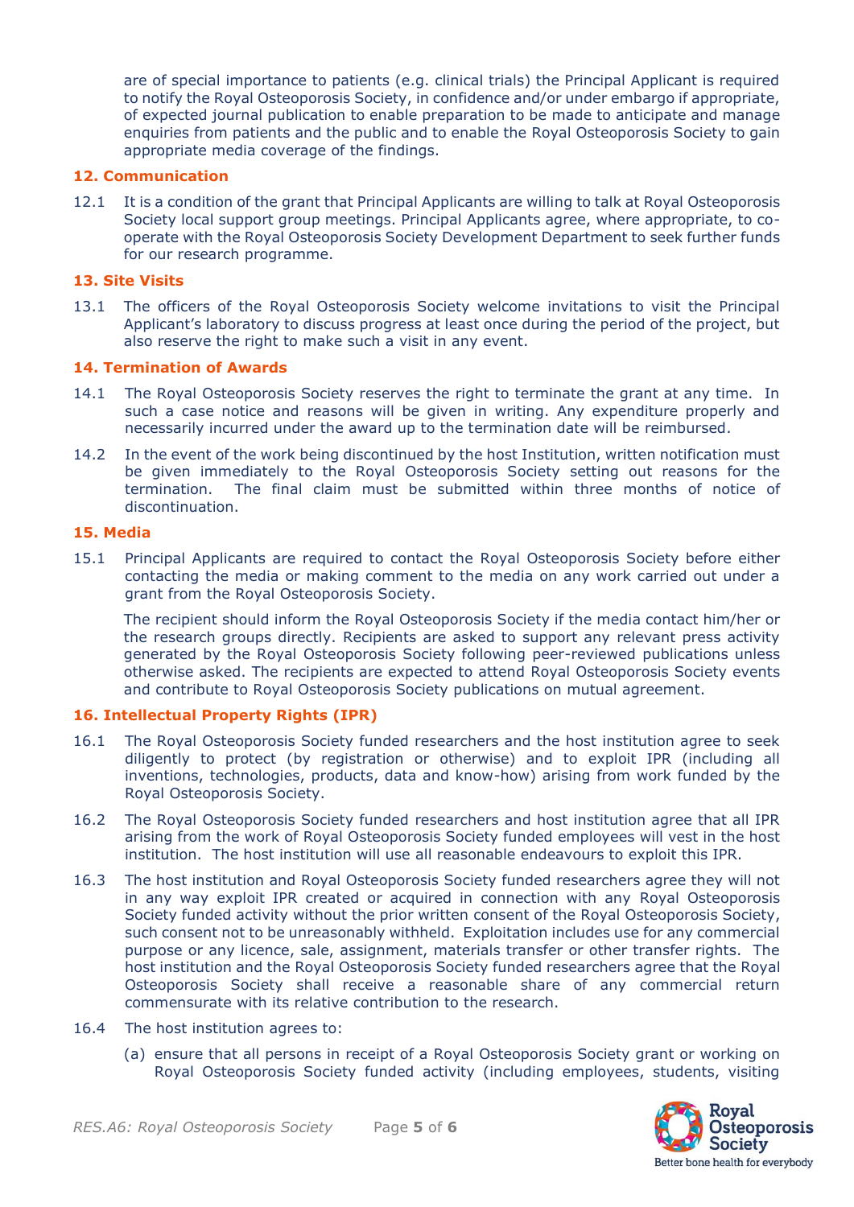are of special importance to patients (e.g. clinical trials) the Principal Applicant is required to notify the Royal Osteoporosis Society, in confidence and/or under embargo if appropriate, of expected journal publication to enable preparation to be made to anticipate and manage enquiries from patients and the public and to enable the Royal Osteoporosis Society to gain appropriate media coverage of the findings.

## 12. Communication

12.1 It is a condition of the grant that Principal Applicants are willing to talk at Royal Osteoporosis Society local support group meetings. Principal Applicants agree, where appropriate, to co-operate with the Royal Osteoporosis Society Development Department to seek further funds for our research programme.

## 13. Site Visits

13.1 The officers of the Royal Osteoporosis Society welcome invitations to visit the Principal Applicant's laboratory to discuss progress at least once during the period of the project, but also reserve the right to make such a visit in any event.

## 14. Termination of Awards

14.1 The Royal Osteoporosis Society reserves the right to terminate the grant at any time. In such a case notice and reasons will be given in writing. Any expenditure properly and necessarily incurred under the award up to the termination date will be reimbursed.

14.2 In the event of the work being discontinued by the host Institution, written notification must be given immediately to the Royal Osteoporosis Society setting out reasons for the termination. The final claim must be submitted within three months of notice of discontinuation.

## 15. Media

15.1 Principal Applicants are required to contact the Royal Osteoporosis Society before either contacting the media or making comment to the media on any work carried out under a grant from the Royal Osteoporosis Society.

The recipient should inform the Royal Osteoporosis Society if the media contact him/her or the research groups directly. Recipients are asked to support any relevant press activity generated by the Royal Osteoporosis Society following peer-reviewed publications unless otherwise asked. The recipients are expected to attend Royal Osteoporosis Society events and contribute to Royal Osteoporosis Society publications on mutual agreement.

## 16. Intellectual Property Rights (IPR)

16.1 The Royal Osteoporosis Society funded researchers and the host institution agree to seek diligently to protect (by registration or otherwise) and to exploit IPR (including all inventions, technologies, products, data and know-how) arising from work funded by the Royal Osteoporosis Society.

16.2 The Royal Osteoporosis Society funded researchers and host institution agree that all IPR arising from the work of Royal Osteoporosis Society funded employees will vest in the host institution. The host institution will use all reasonable endeavours to exploit this IPR.

16.3 The host institution and Royal Osteoporosis Society funded researchers agree they will not in any way exploit IPR created or acquired in connection with any Royal Osteoporosis Society funded activity without the prior written consent of the Royal Osteoporosis Society, such consent not to be unreasonably withheld. Exploitation includes use for any commercial purpose or any licence, sale, assignment, materials transfer or other transfer rights. The host institution and the Royal Osteoporosis Society funded researchers agree that the Royal Osteoporosis Society shall receive a reasonable share of any commercial return commensurate with its relative contribution to the research.

16.4 The host institution agrees to:

(a) ensure that all persons in receipt of a Royal Osteoporosis Society grant or working on Royal Osteoporosis Society funded activity (including employees, students, visiting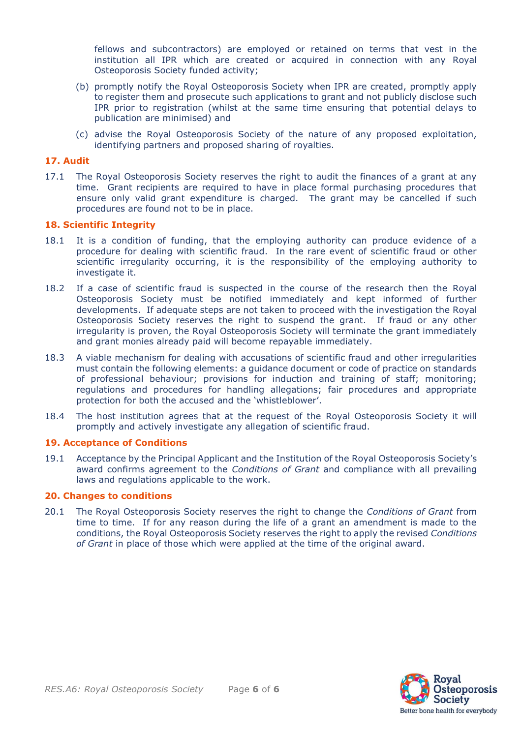fellows and subcontractors) are employed or retained on terms that vest in the institution all IPR which are created or acquired in connection with any Royal Osteoporosis Society funded activity;

(b) promptly notify the Royal Osteoporosis Society when IPR are created, promptly apply to register them and prosecute such applications to grant and not publicly disclose such IPR prior to registration (whilst at the same time ensuring that potential delays to publication are minimised) and

(c) advise the Royal Osteoporosis Society of the nature of any proposed exploitation, identifying partners and proposed sharing of royalties.

## 17. Audit

17.1 The Royal Osteoporosis Society reserves the right to audit the finances of a grant at any time. Grant recipients are required to have in place formal purchasing procedures that ensure only valid grant expenditure is charged. The grant may be cancelled if such procedures are found not to be in place.

## 18. Scientific Integrity

18.1 It is a condition of funding, that the employing authority can produce evidence of a procedure for dealing with scientific fraud. In the rare event of scientific fraud or other scientific irregularity occurring, it is the responsibility of the employing authority to investigate it.

18.2 If a case of scientific fraud is suspected in the course of the research then the Royal Osteoporosis Society must be notified immediately and kept informed of further developments. If adequate steps are not taken to proceed with the investigation the Royal Osteoporosis Society reserves the right to suspend the grant. If fraud or any other irregularity is proven, the Royal Osteoporosis Society will terminate the grant immediately and grant monies already paid will become repayable immediately.

18.3 A viable mechanism for dealing with accusations of scientific fraud and other irregularities must contain the following elements: a guidance document or code of practice on standards of professional behaviour; provisions for induction and training of staff; monitoring; regulations and procedures for handling allegations; fair procedures and appropriate protection for both the accused and the 'whistleblower'.

18.4 The host institution agrees that at the request of the Royal Osteoporosis Society it will promptly and actively investigate any allegation of scientific fraud.

## 19. Acceptance of Conditions

19.1 Acceptance by the Principal Applicant and the Institution of the Royal Osteoporosis Society's award confirms agreement to the *Conditions of Grant* and compliance with all prevailing laws and regulations applicable to the work.

## 20. Changes to conditions

20.1 The Royal Osteoporosis Society reserves the right to change the *Conditions of Grant* from time to time. If for any reason during the life of a grant an amendment is made to the conditions, the Royal Osteoporosis Society reserves the right to apply the revised *Conditions of Grant* in place of those which were applied at the time of the original award.